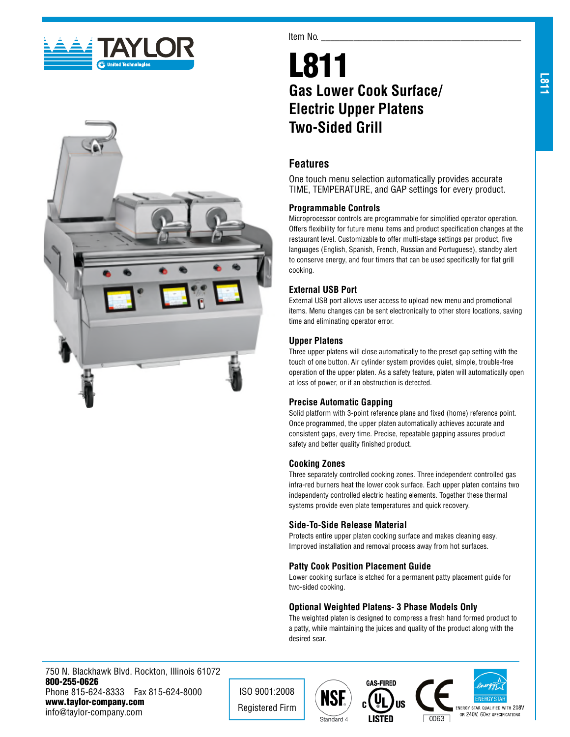Item No. ___________________________

# L811

## Gas Lower Cook Surface/ Electric Upper Platens Two-Sided Grill

## Features

One touch menu selection automatically provides accurate TIME, TEMPERATURE, and GAP settings for every product.

### Programmable Controls

Microprocessor controls are programmable for simplified operator operation. Offers flexibility for future menu items and product specification changes at the restaurant level. Customizable to offer multi-stage settings per product, five languages (English, Spanish, French, Russian and Portuguese), standby alert to conserve energy, and four timers that can be used specifically for flat grill cooking.

### External USB Port

External USB port allows user access to upload new menu and promotional items. Menu changes can be sent electronically to other store locations, saving time and eliminating operator error.

### Upper Platens

Three upper platens will close automatically to the preset gap setting with the touch of one button. Air cylinder system provides quiet, simple, trouble-free operation of the upper platen. As a safety feature, platen will automatically open at loss of power, or if an obstruction is detected.

### Precise Automatic Gapping

Solid platform with 3-point reference plane and fixed (home) reference point. Once programmed, the upper platen automatically achieves accurate and consistent gaps, every time. Precise, repeatable gapping assures product safety and better quality finished product.

### Cooking Zones

Three separately controlled cooking zones. Three independent controlled gas infra-red burners heat the lower cook surface. Each upper platen contains two independently controlled electric heating elements. Together these thermal systems provide even plate temperatures and quick recovery.

### Side-To-Side Release Material

Protects entire upper platen cooking surface and makes cleaning easy. Improved installation and removal process away from hot surfaces.

### Patty Cook Position Placement Guide

Lower cooking surface is etched for a permanent patty placement guide for two-sided cooking.

### Optional Weighted Platens- 3 Phase Models Only

The weighted platen is designed to compress a fresh hand formed product to a patty, while maintaining the juices and quality of the product along with the desired sear.

---

750 N. Blackhawk Blvd. Rockton, Illinois 61072
**800-255-0626**
Phone 815-624-8333 Fax 815-624-8000
**www.taylor-company.com**
info@taylor-company.com

ISO 9001:2008 Registered Firm

NSF Standard 4

GAS-FIRED c UL us LISTED

CE 0063

ENERGY STAR — ENERGY STAR QUALIFIED WITH 208V OR 240V, 60HZ SPECIFICATIONS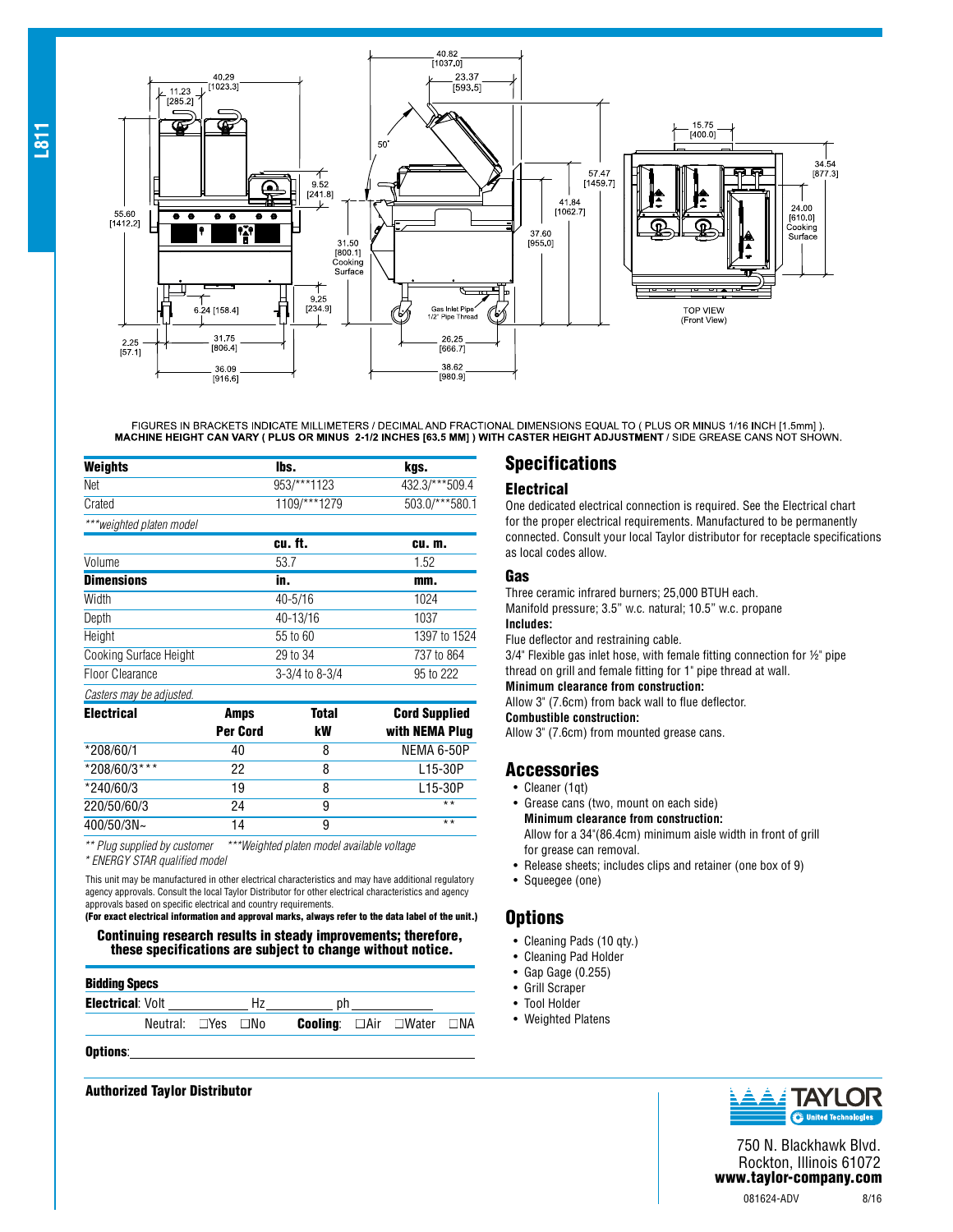40.82 [1037.0]
23.37 [593.5]
40.29 [1023.3]
11.23 [285.2]
50°
15.75 [400.0]
34.54 [877.3]
57.47 [1459.7]
9.52 [241.8]
41.84 [1062.7]
24.00 [610.0] Cooking Surface
55.60 [1412.2]
37.60 [955.0]
31.50 [800.1] Cooking Surface
9.25 [234.9]
6.24 [158.4]
Gas Inlet Pipe 1/2" Pipe Thread
TOP VIEW (Front View)
2.25 [57.1]
31.75 [806.4]
26.25 [666.7]
36.09 [916.6]
38.62 [980.9]

FIGURES IN BRACKETS INDICATE MILLIMETERS / DECIMAL AND FRACTIONAL DIMENSIONS EQUAL TO ( PLUS OR MINUS 1/16 INCH [1.5mm] ).
**MACHINE HEIGHT CAN VARY ( PLUS OR MINUS 2-1/2 INCHES [63.5 MM] ) WITH CASTER HEIGHT ADJUSTMENT / SIDE GREASE CANS NOT SHOWN.**

| Weights | lbs. | kgs. |
|---|---|---|
| Net | 953/***1123 | 432.3/***509.4 |
| Crated | 1109/***1279 | 503.0/***580.1 |

*\*\*\*weighted platen model*

| | cu. ft. | cu. m. |
|---|---|---|
| Volume | 53.7 | 1.52 |
| **Dimensions** | **in.** | **mm.** |
| Width | 40-5/16 | 1024 |
| Depth | 40-13/16 | 1037 |
| Height | 55 to 60 | 1397 to 1524 |
| Cooking Surface Height | 29 to 34 | 737 to 864 |
| Floor Clearance | 3-3/4 to 8-3/4 | 95 to 222 |

*Casters may be adjusted.*

| Electrical | Amps Per Cord | Total kW | Cord Supplied with NEMA Plug |
|---|---|---|---|
| *208/60/1 | 40 | 8 | NEMA 6-50P |
| *208/60/3*** | 22 | 8 | L15-30P |
| *240/60/3 | 19 | 8 | L15-30P |
| 220/50/60/3 | 24 | 9 | ** |
| 400/50/3N~ | 14 | 9 | ** |

*\*\* Plug supplied by customer* *\*\*\*Weighted platen model available voltage*
*\* ENERGY STAR qualified model*

This unit may be manufactured in other electrical characteristics and may have additional regulatory agency approvals. Consult the local Taylor Distributor for other electrical characteristics and agency approvals based on specific electrical and country requirements.
**(For exact electrical information and approval marks, always refer to the data label of the unit.)**

**Continuing research results in steady improvements; therefore, these specifications are subject to change without notice.**

**Bidding Specs**

**Electrical**: Volt ____________ Hz __________ ph ____________

Neutral: ☐Yes ☐No **Cooling**: ☐Air ☐Water ☐NA

**Options**: ______________________________

**Authorized Taylor Distributor**

## Specifications

### Electrical

One dedicated electrical connection is required. See the Electrical chart for the proper electrical requirements. Manufactured to be permanently connected. Consult your local Taylor distributor for receptacle specifications as local codes allow.

### Gas

Three ceramic infrared burners; 25,000 BTUH each.
Manifold pressure; 3.5" w.c. natural; 10.5" w.c. propane

**Includes:**
Flue deflector and restraining cable.
3/4" Flexible gas inlet hose, with female fitting connection for ½" pipe thread on grill and female fitting for 1" pipe thread at wall.

**Minimum clearance from construction:**
Allow 3" (7.6cm) from back wall to flue deflector.

**Combustible construction:**
Allow 3" (7.6cm) from mounted grease cans.

## Accessories

- Cleaner (1qt)
- Grease cans (two, mount on each side)
  **Minimum clearance from construction:**
  Allow for a 34"(86.4cm) minimum aisle width in front of grill for grease can removal.
- Release sheets; includes clips and retainer (one box of 9)
- Squeegee (one)

## Options

- Cleaning Pads (10 qty.)
- Cleaning Pad Holder
- Gap Gage (0.255)
- Grill Scraper
- Tool Holder
- Weighted Platens

TAYLOR
United Technologies

750 N. Blackhawk Blvd.
Rockton, Illinois 61072
**www.taylor-company.com**

081624-ADV 8/16